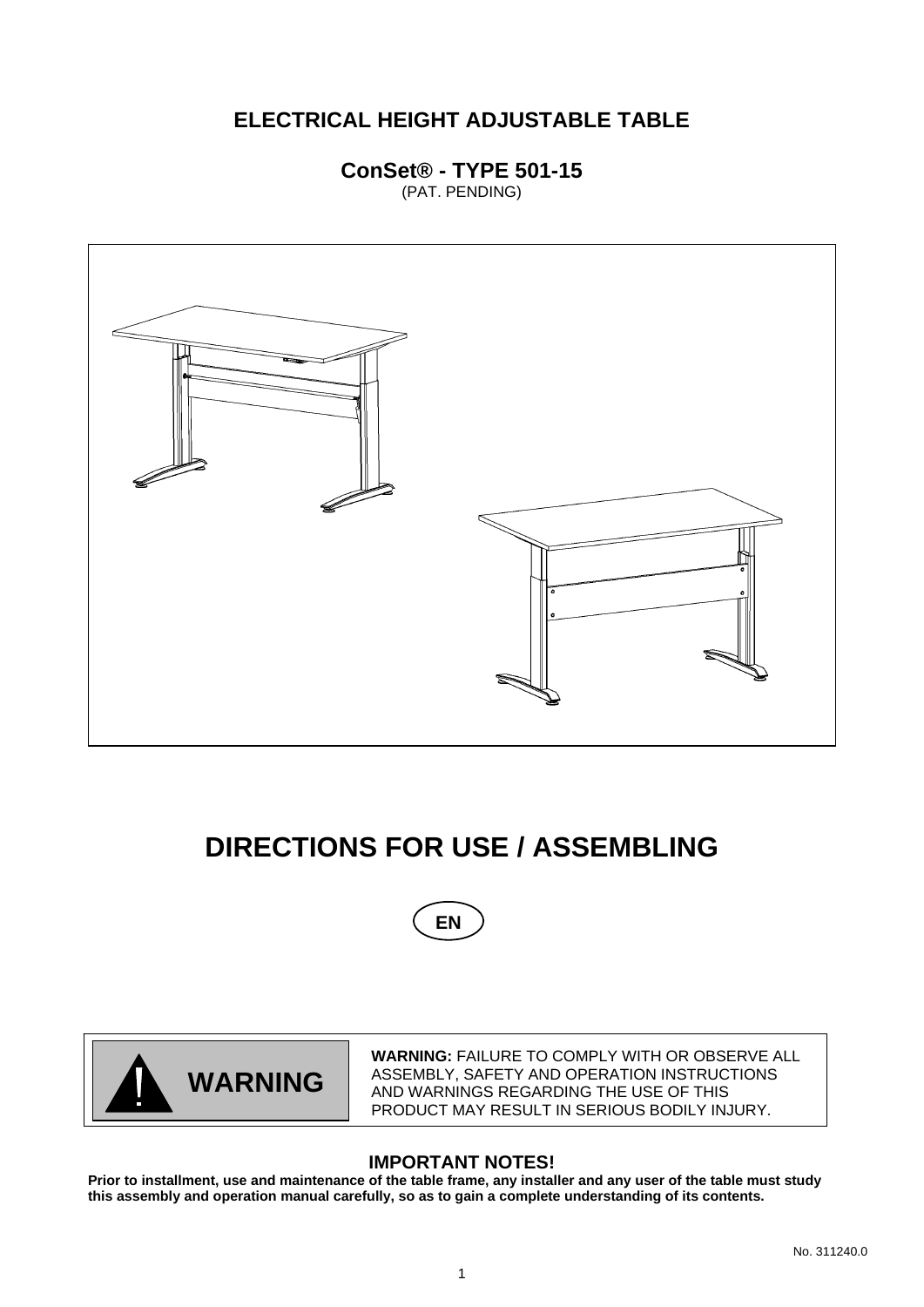# ELECTRICAL HEIGHT ADJUSTABLE TABLE

## ConSet® - TYPE 501-15

(PAT. PENDING)

# DIRECTIONS FOR USE / ASSEMBLING

EN

**WARNING**

**WARNING:** FAILURE TO COMPLY WITH OR OBSERVE ALL ASSEMBLY, SAFETY AND OPERATION INSTRUCTIONS AND WARNINGS REGARDING THE USE OF THIS PRODUCT MAY RESULT IN SERIOUS BODILY INJURY.

### IMPORTANT NOTES!

**Prior to installment, use and maintenance of the table frame, any installer and any user of the table must study this assembly and operation manual carefully, so as to gain a complete understanding of its contents.**

No. 311240.0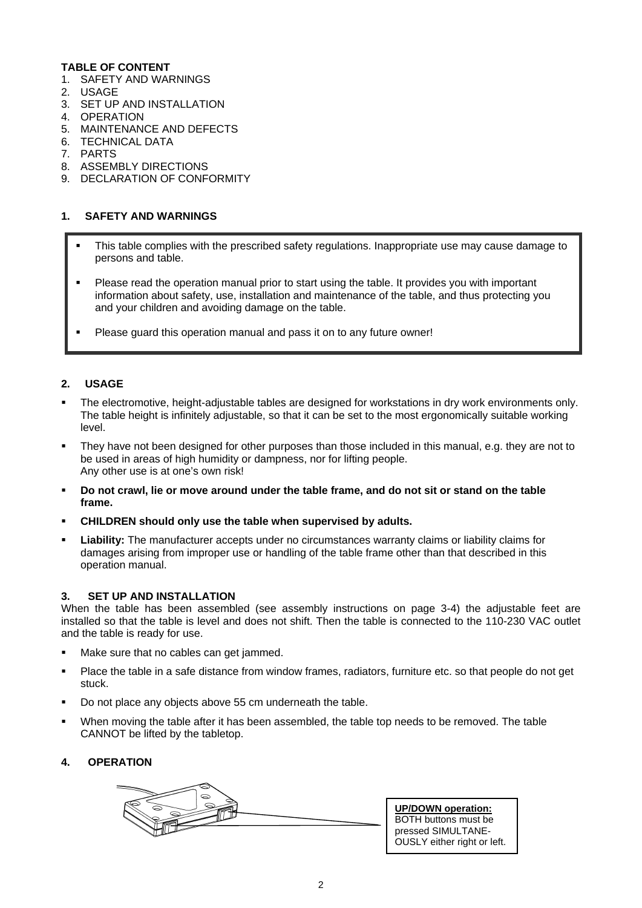**TABLE OF CONTENT**

1. SAFETY AND WARNINGS
2. USAGE
3. SET UP AND INSTALLATION
4. OPERATION
5. MAINTENANCE AND DEFECTS
6. TECHNICAL DATA
7. PARTS
8. ASSEMBLY DIRECTIONS
9. DECLARATION OF CONFORMITY

## 1. SAFETY AND WARNINGS

- This table complies with the prescribed safety regulations. Inappropriate use may cause damage to persons and table.
- Please read the operation manual prior to start using the table. It provides you with important information about safety, use, installation and maintenance of the table, and thus protecting you and your children and avoiding damage on the table.
- Please guard this operation manual and pass it on to any future owner!

## 2. USAGE

- The electromotive, height-adjustable tables are designed for workstations in dry work environments only. The table height is infinitely adjustable, so that it can be set to the most ergonomically suitable working level.
- They have not been designed for other purposes than those included in this manual, e.g. they are not to be used in areas of high humidity or dampness, nor for lifting people.
  Any other use is at one's own risk!
- **Do not crawl, lie or move around under the table frame, and do not sit or stand on the table frame.**
- **CHILDREN should only use the table when supervised by adults.**
- **Liability:** The manufacturer accepts under no circumstances warranty claims or liability claims for damages arising from improper use or handling of the table frame other than that described in this operation manual.

## 3. SET UP AND INSTALLATION

When the table has been assembled (see assembly instructions on page 3-4) the adjustable feet are installed so that the table is level and does not shift. Then the table is connected to the 110-230 VAC outlet and the table is ready for use.

- Make sure that no cables can get jammed.
- Place the table in a safe distance from window frames, radiators, furniture etc. so that people do not get stuck.
- Do not place any objects above 55 cm underneath the table.
- When moving the table after it has been assembled, the table top needs to be removed. The table CANNOT be lifted by the tabletop.

## 4. OPERATION

**UP/DOWN operation:**
BOTH buttons must be pressed SIMULTANE-OUSLY either right or left.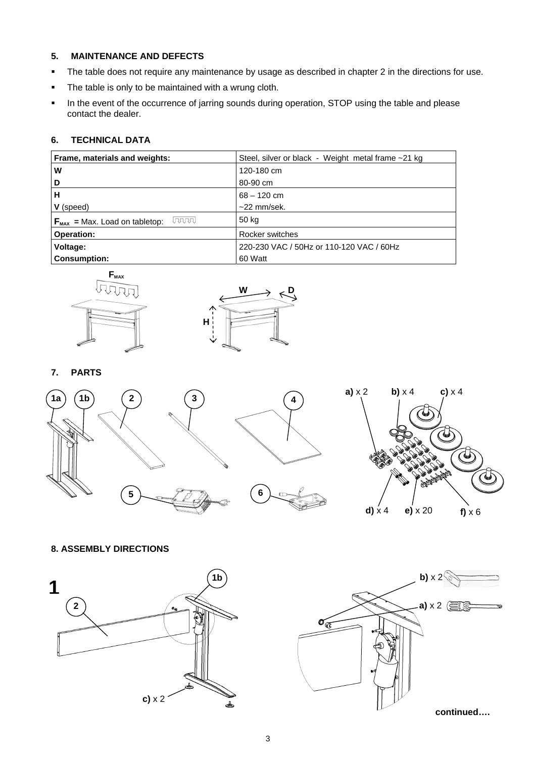## 5. MAINTENANCE AND DEFECTS

- The table does not require any maintenance by usage as described in chapter 2 in the directions for use.
- The table is only to be maintained with a wrung cloth.
- In the event of the occurrence of jarring sounds during operation, STOP using the table and please contact the dealer.

## 6. TECHNICAL DATA

| **Frame, materials and weights:** | Steel, silver or black - Weight metal frame ~21 kg |
|---|---|
| **W** | 120-180 cm |
| **D** | 80-90 cm |
| **H** | 68 – 120 cm |
| **V** (speed) | ~22 mm/sek. |
| $F_{MAX}$ **=** Max. Load on tabletop: | 50 kg |
| **Operation:** | Rocker switches |
| **Voltage:** | 220-230 VAC / 50Hz or 110-120 VAC / 60Hz |
| **Consumption:** | 60 Watt |

## 7. PARTS

1a, 1b, 2, 3, 4, 5, 6

**a)** x 2 **b)** x 4 **c)** x 4 **d)** x 4 **e)** x 20 **f)** x 6

## 8. ASSEMBLY DIRECTIONS

**1**

2, 1b, **c)** x 2

**b)** x 2, **a)** x 2

**continued….**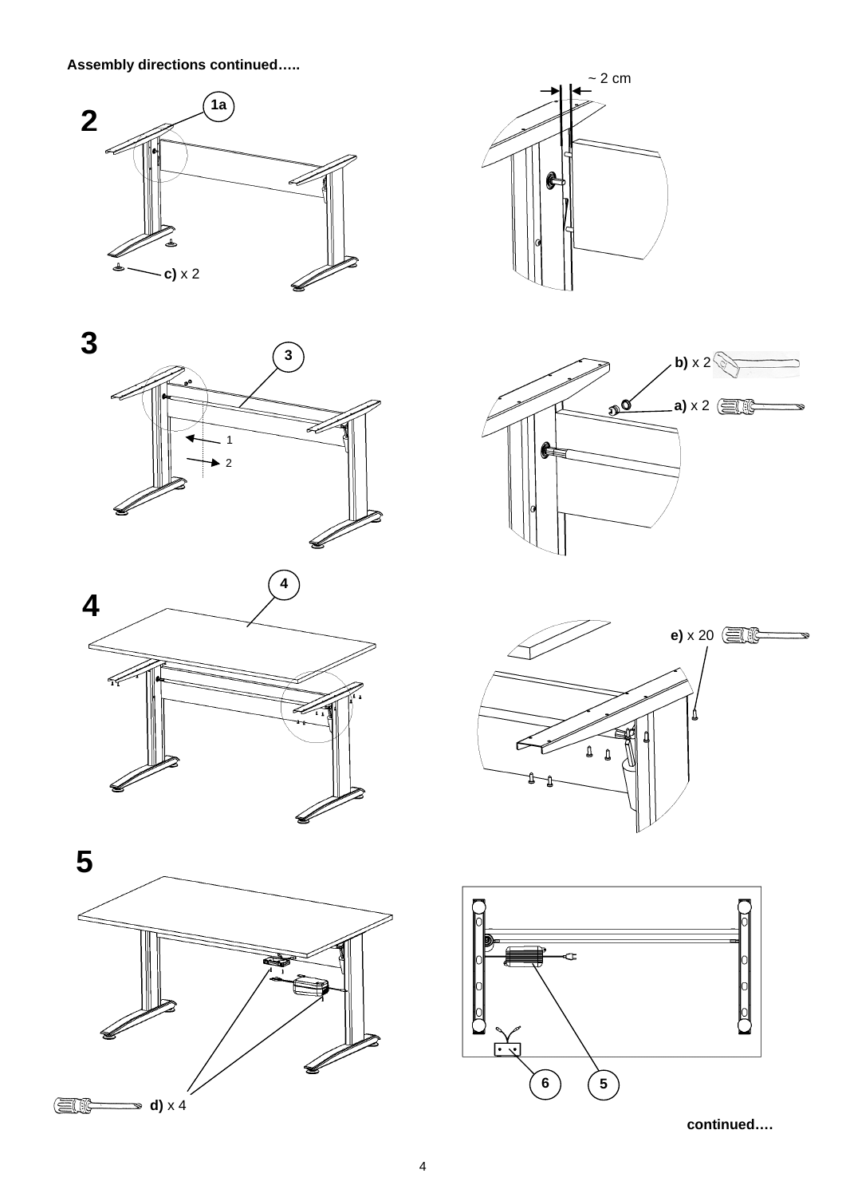**Assembly directions continued…..**

**2**

1a

c) x 2

~ 2 cm

**3**

3

1

2

b) x 2

a) x 2

**4**

4

e) x 20

**5**

d) x 4

6

5

**continued….**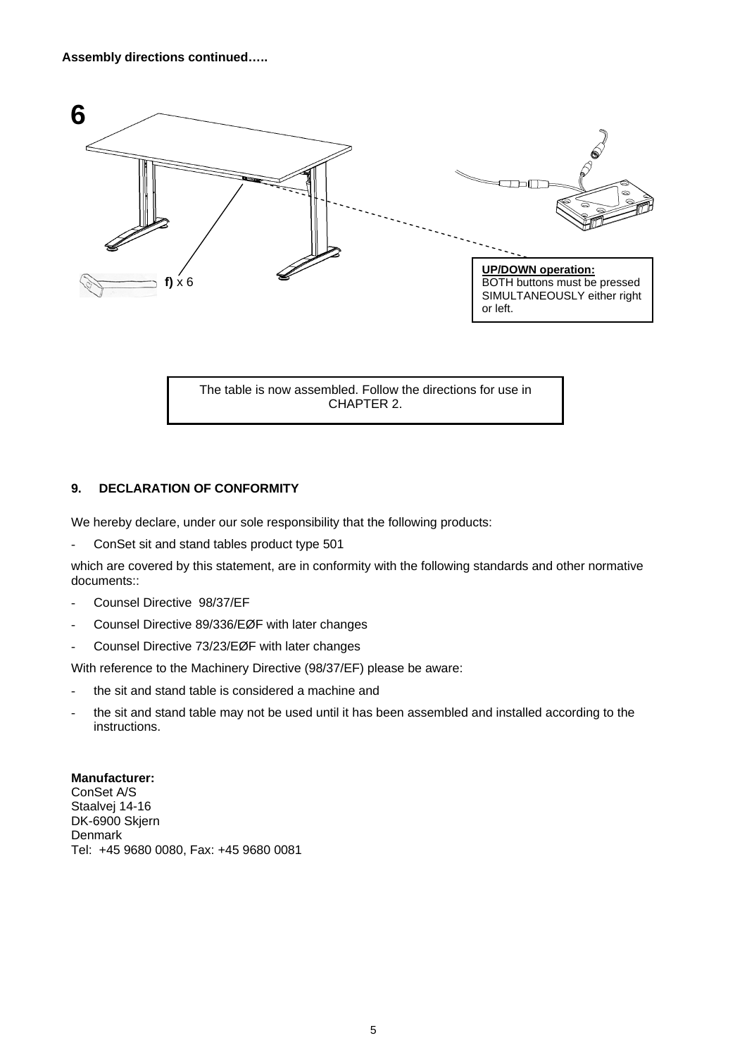**Assembly directions continued…..**

**6**

**f)** x 6

**UP/DOWN operation:**
BOTH buttons must be pressed SIMULTANEOUSLY either right or left.

The table is now assembled. Follow the directions for use in CHAPTER 2.

## 9. DECLARATION OF CONFORMITY

We hereby declare, under our sole responsibility that the following products:

- ConSet sit and stand tables product type 501

which are covered by this statement, are in conformity with the following standards and other normative documents::

- Counsel Directive 98/37/EF
- Counsel Directive 89/336/EØF with later changes
- Counsel Directive 73/23/EØF with later changes

With reference to the Machinery Directive (98/37/EF) please be aware:

- the sit and stand table is considered a machine and
- the sit and stand table may not be used until it has been assembled and installed according to the instructions.

**Manufacturer:**
ConSet A/S
Staalvej 14-16
DK-6900 Skjern
Denmark
Tel: +45 9680 0080, Fax: +45 9680 0081